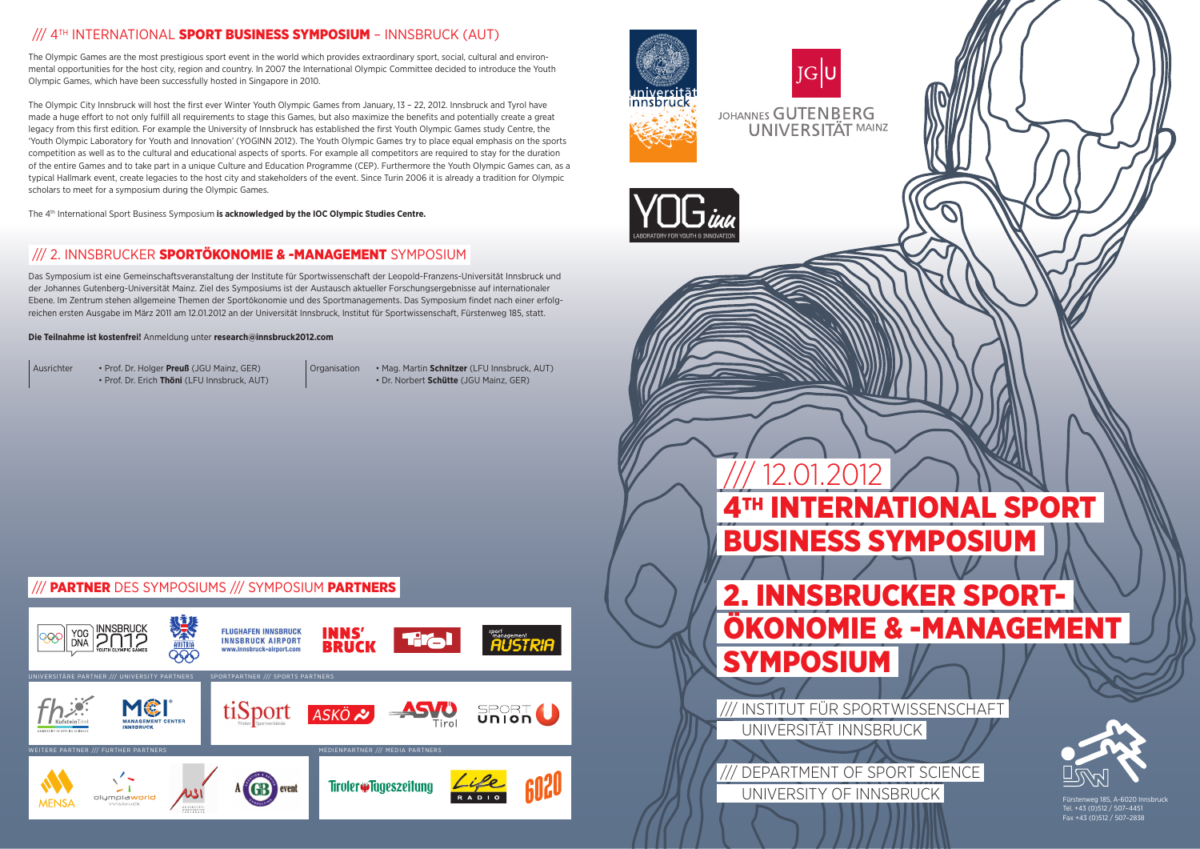## /// 4[TH] INTERNATIONAL **SPORT BUSINESS SYMPOSIUM** – INNSBRUCK (AUT)

The Olympic Games are the most prestigious sport event in the world which provides extraordinary sport, social, cultural and environmental opportunities for the host city, region and country. In 2007 the International Olympic Committee decided to introduce the Youth Olympic Games, which have been successfully hosted in Singapore in 2010.

The Olympic City Innsbruck will host the first ever Winter Youth Olympic Games from January, 13 – 22, 2012. Innsbruck and Tyrol have made a huge effort to not only fulfill all requirements to stage this Games, but also maximize the benefits and potentially create a great legacy from this first edition. For example the University of Innsbruck has established the first Youth Olympic Games study Centre, the 'Youth Olympic Laboratory for Youth and Innovation' (YOGINN 2012). The Youth Olympic Games try to place equal emphasis on the sports competition as well as to the cultural and educational aspects of sports. For example all competitors are required to stay for the duration of the entire Games and to take part in a unique Culture and Education Programme (CEP). Furthermore the Youth Olympic Games can, as a typical Hallmark event, create legacies to the host city and stakeholders of the event. Since Turin 2006 it is already a tradition for Olympic scholars to meet for a symposium during the Olympic Games.

The 4[th] International Sport Business Symposium **is acknowledged by the IOC Olympic Studies Centre.**

## /// 2. INNSBRUCKER **SPORTÖKONOMIE & -MANAGEMENT** SYMPOSIUM

Das Symposium ist eine Gemeinschaftsveranstaltung der Institute für Sportwissenschaft der Leopold-Franzens-Universität Innsbruck und der Johannes Gutenberg-Universität Mainz. Ziel des Symposiums ist der Austausch aktueller Forschungsergebnisse auf internationaler Ebene. Im Zentrum stehen allgemeine Themen der Sportökonomie und des Sportmanagements. Das Symposium findet nach einer erfolgreichen ersten Ausgabe im März 2011 am 12.01.2012 an der Universität Innsbruck, Institut für Sportwissenschaft, Fürstenweg 185, statt.

**Die Teilnahme ist kostenfrei!** Anmeldung unter **research@innsbruck2012.com**

Ausrichter
- Prof. Dr. Holger **Preuß** (JGU Mainz, GER)
- Prof. Dr. Erich **Thöni** (LFU Innsbruck, AUT)

Organisation
- Mag. Martin **Schnitzer** (LFU Innsbruck, AUT)
- Dr. Norbert **Schütte** (JGU Mainz, GER)

## /// **PARTNER** DES SYMPOSIUMS /// SYMPOSIUM **PARTNERS**

UNIVERSITÄRE PARTNER /// UNIVERSITY PARTNERS

SPORTPARTNER /// SPORTS PARTNERS

WEITERE PARTNER /// FURTHER PARTNERS

MEDIENPARTNER /// MEDIA PARTNERS

# /// 12.01.2012

# 4[TH] INTERNATIONAL SPORT BUSINESS SYMPOSIUM

# 2. INNSBRUCKER SPORT-ÖKONOMIE & -MANAGEMENT SYMPOSIUM

/// INSTITUT FÜR SPORTWISSENSCHAFT
UNIVERSITÄT INNSBRUCK

/// DEPARTMENT OF SPORT SCIENCE
UNIVERSITY OF INNSBRUCK

Fürstenweg 185, A-6020 Innsbruck
Tel. +43 (0)512 / 507-4451
Fax +43 (0)512 / 507-2838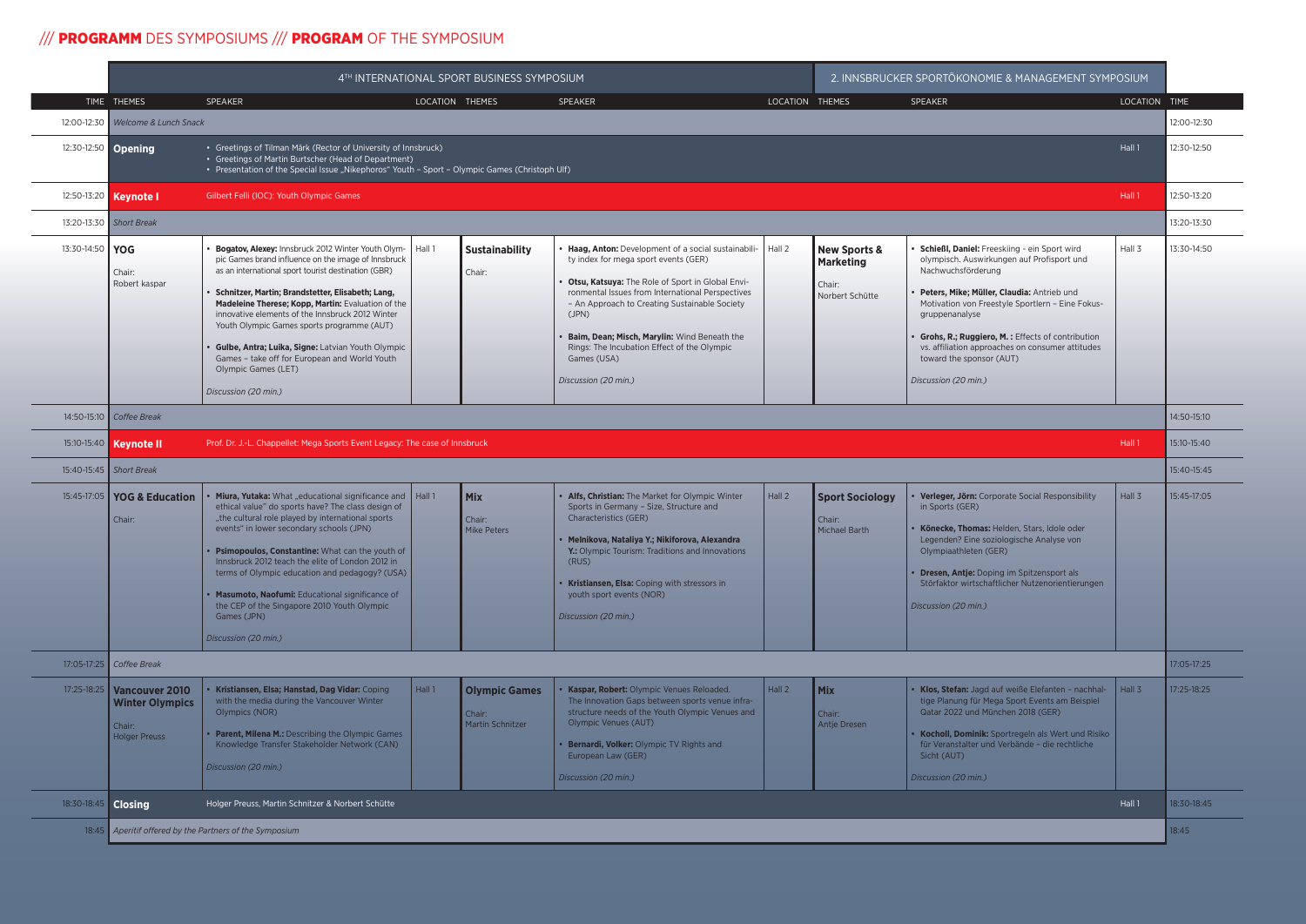# /// PROGRAMM DES SYMPOSIUMS /// PROGRAM OF THE SYMPOSIUM

| | 4TH INTERNATIONAL SPORT BUSINESS SYMPOSIUM | | | | | | 2. INNSBRUCKER SPORTÖKONOMIE & MANAGEMENT SYMPOSIUM | | | |
|---|---|---|---|---|---|---|---|---|---|---|
| TIME | THEMES | SPEAKER | LOCATION | THEMES | SPEAKER | LOCATION | THEMES | SPEAKER | LOCATION | TIME |
| 12:00-12:30 | *Welcome & Lunch Snack* | | | | | | | | | 12:00-12:30 |
| 12:30-12:50 | **Opening** | • Greetings of Tilman Märk (Rector of University of Innsbruck) • Greetings of Martin Burtscher (Head of Department) • Presentation of the Special Issue „Nikephoros" Youth – Sport – Olympic Games (Christoph Ulf) | | | | | | | Hall 1 | 12:30-12:50 |
| 12:50-13:20 | **Keynote I** | Gilbert Felli (IOC): Youth Olympic Games | | | | | | | Hall 1 | 12:50-13:20 |
| 13:20-13:30 | *Short Break* | | | | | | | | | 13:20-13:30 |
| 13:30-14:50 | **YOG** Chair: Robert kaspar | • **Bogatov, Alexey:** Innsbruck 2012 Winter Youth Olympic Games brand influence on the image of Innsbruck as an international sport tourist destination (GBR) • **Schnitzer, Martin; Brandstetter, Elisabeth; Lang, Madeleine Therese; Kopp, Martin:** Evaluation of the innovative elements of the Innsbruck 2012 Winter Youth Olympic Games sports programme (AUT) • **Gulbe, Antra; Luika, Signe:** Latvian Youth Olympic Games – take off for European and World Youth Olympic Games (LET) *Discussion (20 min.)* | Hall 1 | **Sustainability** Chair: | • **Haag, Anton:** Development of a social sustainability index for mega sport events (GER) • **Otsu, Katsuya:** The Role of Sport in Global Environmental Issues from International Perspectives – An Approach to Creating Sustainable Society (JPN) • **Baim, Dean; Misch, Marylin:** Wind Beneath the Rings: The Incubation Effect of the Olympic Games (USA) *Discussion (20 min.)* | Hall 2 | **New Sports & Marketing** Chair: Norbert Schütte | • **Schießl, Daniel:** Freeskiing - ein Sport wird olympisch. Auswirkungen auf Profisport und Nachwuchsförderung • **Peters, Mike; Müller, Claudia:** Antrieb und Motivation von Freestyle Sportlern – Eine Fokusgruppenanalyse • **Grohs, R.; Ruggiero, M. :** Effects of contribution vs. affiliation approaches on consumer attitudes toward the sponsor (AUT) *Discussion (20 min.)* | Hall 3 | 13:30-14:50 |
| 14:50-15:10 | *Coffee Break* | | | | | | | | | 14:50-15:10 |
| 15:10-15:40 | **Keynote II** | Prof. Dr. J.-L. Chappellet: Mega Sports Event Legacy: The case of Innsbruck | | | | | | | Hall 1 | 15:10-15:40 |
| 15:40-15:45 | *Short Break* | | | | | | | | | 15:40-15:45 |
| 15:45-17:05 | **YOG & Education** Chair: | • **Miura, Yutaka:** What „educational significance and ethical value" do sports have? The class design of „the cultural role played by international sports events" in lower secondary schools (JPN) • **Psimopoulos, Constantine:** What can the youth of Innsbruck 2012 teach the elite of London 2012 in terms of Olympic education and pedagogy? (USA) • **Masumoto, Naofumi:** Educational significance of the CEP of the Singapore 2010 Youth Olympic Games (JPN) *Discussion (20 min.)* | Hall 1 | **Mix** Chair: Mike Peters | • **Alfs, Christian:** The Market for Olympic Winter Sports in Germany – Size, Structure and Characteristics (GER) • **Melnikova, Nataliya Y.; Nikiforova, Alexandra Y.:** Olympic Tourism: Traditions and Innovations (RUS) • **Kristiansen, Elsa:** Coping with stressors in youth sport events (NOR) *Discussion (20 min.)* | Hall 2 | **Sport Sociology** Chair: Michael Barth | • **Verleger, Jörn:** Corporate Social Responsibility in Sports (GER) • **Könecke, Thomas:** Helden, Stars, Idole oder Legenden? Eine soziologische Analyse von Olympiaathleten (GER) • **Dresen, Antje:** Doping im Spitzensport als Störfaktor wirtschaftlicher Nutzenorientierungen *Discussion (20 min.)* | Hall 3 | 15:45-17:05 |
| 17:05-17:25 | *Coffee Break* | | | | | | | | | 17:05-17:25 |
| 17:25-18:25 | **Vancouver 2010 Winter Olympics** Chair: Holger Preuss | • **Kristiansen, Elsa; Hanstad, Dag Vidar:** Coping with the media during the Vancouver Winter Olympics (NOR) • **Parent, Milena M.:** Describing the Olympic Games Knowledge Transfer Stakeholder Network (CAN) *Discussion (20 min.)* | Hall 1 | **Olympic Games** Chair: Martin Schnitzer | • **Kaspar, Robert:** Olympic Venues Reloaded. The Innovation Gaps between sports venue infrastructure needs of the Youth Olympic Venues and Olympic Venues (AUT) • **Bernardi, Volker:** Olympic TV Rights and European Law (GER) *Discussion (20 min.)* | Hall 2 | **Mix** Chair: Antje Dresen | • **Klos, Stefan:** Jagd auf weiße Elefanten – nachhaltige Planung für Mega Sport Events am Beispiel Qatar 2022 und München 2018 (GER) • **Kocholl, Dominik:** Sportregeln als Wert und Risiko für Veranstalter und Verbände – die rechtliche Sicht (AUT) *Discussion (20 min.)* | Hall 3 | 17:25-18:25 |
| 18:30-18:45 | **Closing** | Holger Preuss, Martin Schnitzer & Norbert Schütte | | | | | | | Hall 1 | 18:30-18:45 |
| 18:45 | *Aperitif offered by the Partners of the Symposium* | | | | | | | | | 18:45 |